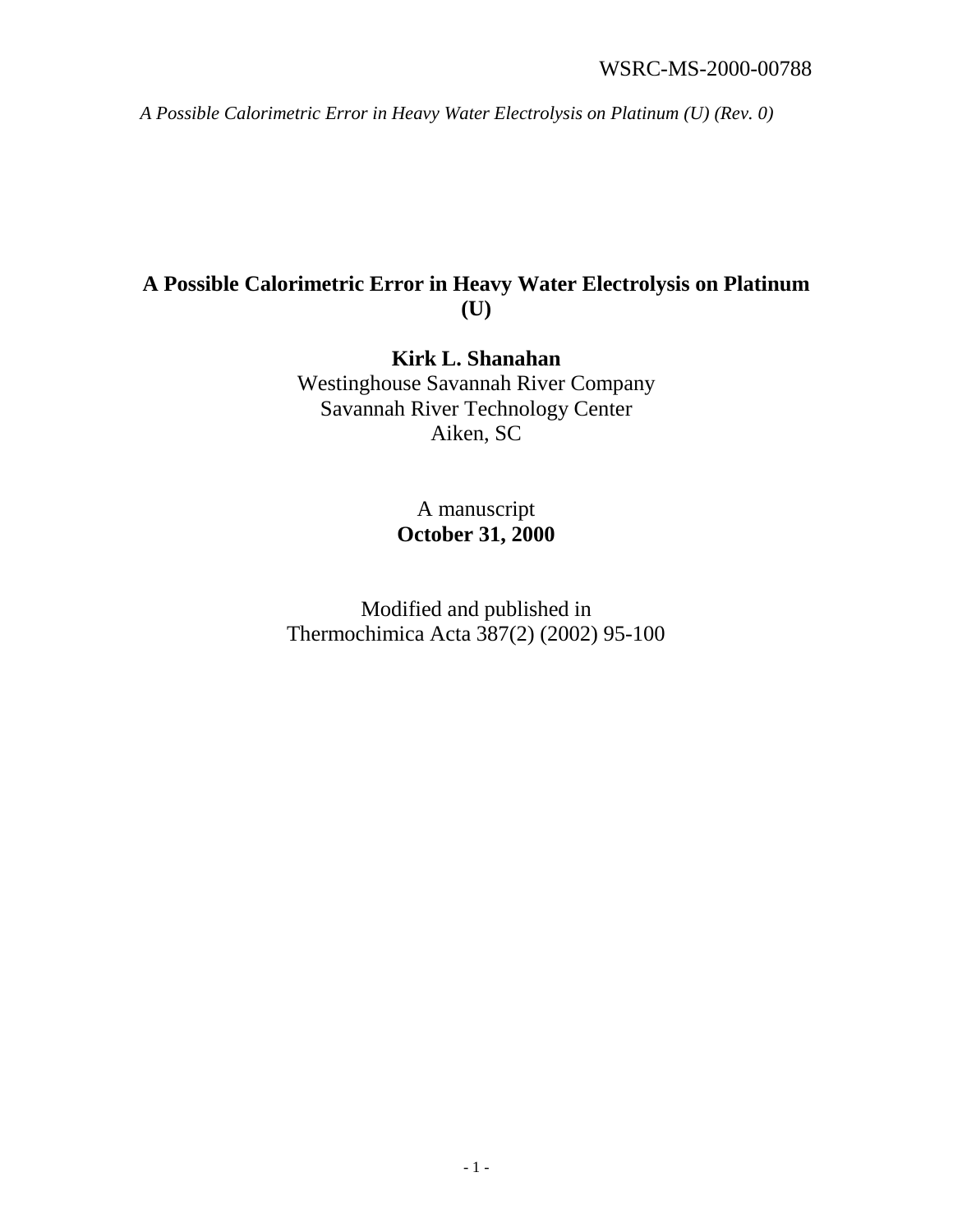# A Possible Calorimetric Error in Heavy Water Electrolysis on Platinum (U)

**Kirk L. Shanahan**

Westinghouse Savannah River Company
Savannah River Technology Center
Aiken, SC

A manuscript
**October 31, 2000**

Modified and published in
Thermochimica Acta 387(2) (2002) 95-100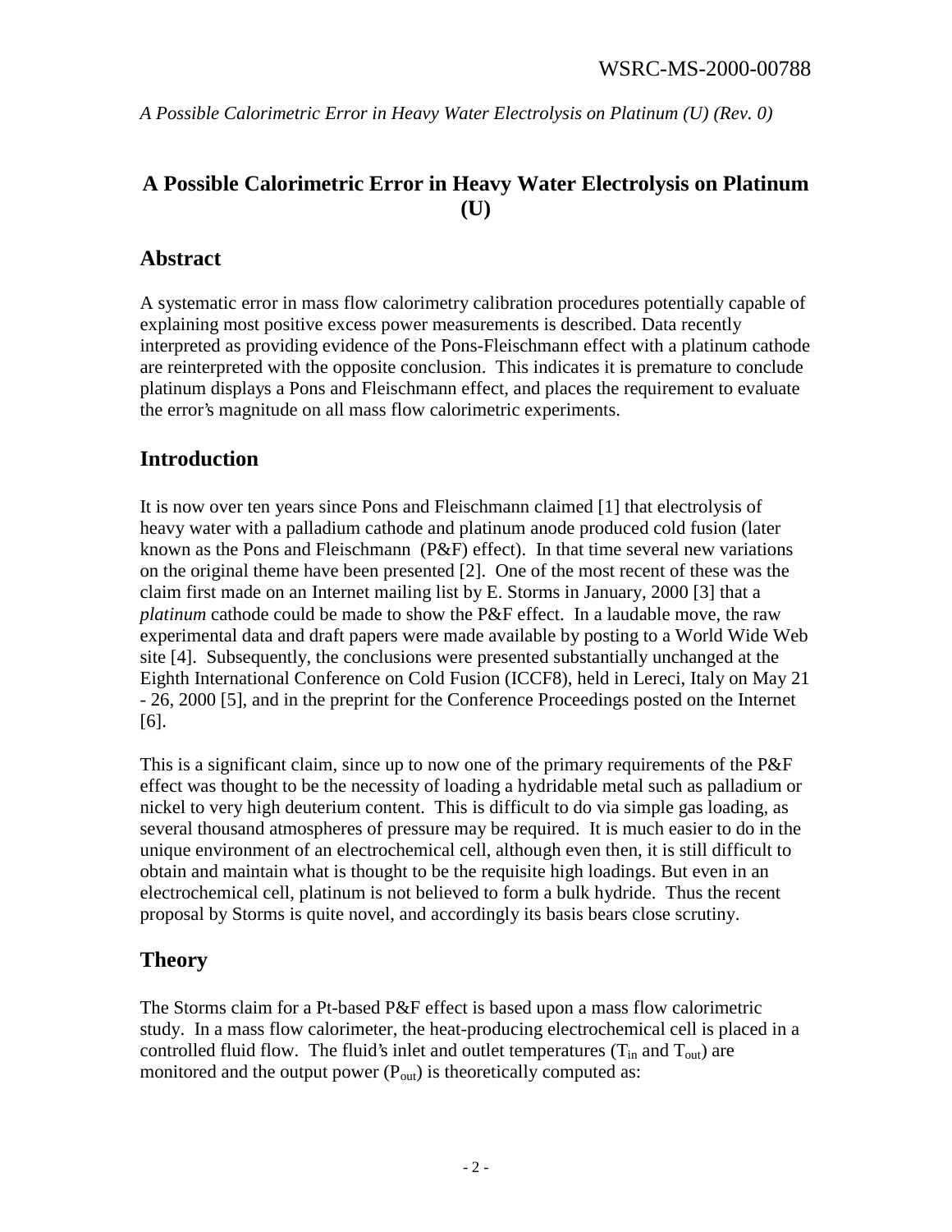# A Possible Calorimetric Error in Heavy Water Electrolysis on Platinum (U)

## Abstract

A systematic error in mass flow calorimetry calibration procedures potentially capable of explaining most positive excess power measurements is described. Data recently interpreted as providing evidence of the Pons-Fleischmann effect with a platinum cathode are reinterpreted with the opposite conclusion. This indicates it is premature to conclude platinum displays a Pons and Fleischmann effect, and places the requirement to evaluate the error's magnitude on all mass flow calorimetric experiments.

## Introduction

It is now over ten years since Pons and Fleischmann claimed [1] that electrolysis of heavy water with a palladium cathode and platinum anode produced cold fusion (later known as the Pons and Fleischmann (P&F) effect). In that time several new variations on the original theme have been presented [2]. One of the most recent of these was the claim first made on an Internet mailing list by E. Storms in January, 2000 [3] that a *platinum* cathode could be made to show the P&F effect. In a laudable move, the raw experimental data and draft papers were made available by posting to a World Wide Web site [4]. Subsequently, the conclusions were presented substantially unchanged at the Eighth International Conference on Cold Fusion (ICCF8), held in Lereci, Italy on May 21 - 26, 2000 [5], and in the preprint for the Conference Proceedings posted on the Internet [6].

This is a significant claim, since up to now one of the primary requirements of the P&F effect was thought to be the necessity of loading a hydridable metal such as palladium or nickel to very high deuterium content. This is difficult to do via simple gas loading, as several thousand atmospheres of pressure may be required. It is much easier to do in the unique environment of an electrochemical cell, although even then, it is still difficult to obtain and maintain what is thought to be the requisite high loadings. But even in an electrochemical cell, platinum is not believed to form a bulk hydride. Thus the recent proposal by Storms is quite novel, and accordingly its basis bears close scrutiny.

## Theory

The Storms claim for a Pt-based P&F effect is based upon a mass flow calorimetric study. In a mass flow calorimeter, the heat-producing electrochemical cell is placed in a controlled fluid flow. The fluid's inlet and outlet temperatures ($T_{in}$ and $T_{out}$) are monitored and the output power ($P_{out}$) is theoretically computed as: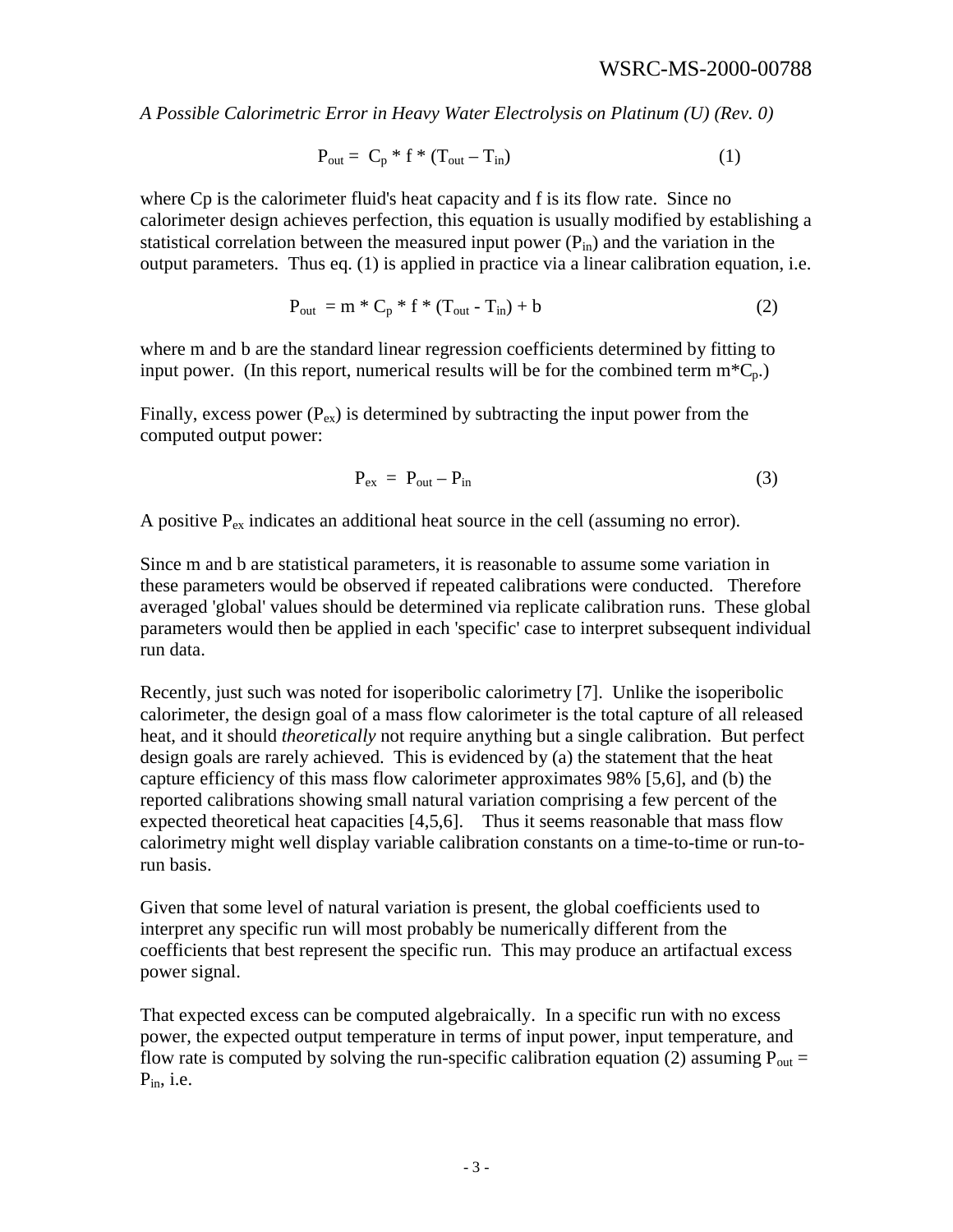$$P_{out} = C_p * f * (T_{out} - T_{in}) \tag{1}$$

where Cp is the calorimeter fluid's heat capacity and f is its flow rate. Since no calorimeter design achieves perfection, this equation is usually modified by establishing a statistical correlation between the measured input power ($P_{in}$) and the variation in the output parameters. Thus eq. (1) is applied in practice via a linear calibration equation, i.e.

$$P_{out} = m * C_p * f * (T_{out} - T_{in}) + b \tag{2}$$

where m and b are the standard linear regression coefficients determined by fitting to input power. (In this report, numerical results will be for the combined term $m*C_p$.)

Finally, excess power ($P_{ex}$) is determined by subtracting the input power from the computed output power:

$$P_{ex} = P_{out} - P_{in} \tag{3}$$

A positive $P_{ex}$ indicates an additional heat source in the cell (assuming no error).

Since m and b are statistical parameters, it is reasonable to assume some variation in these parameters would be observed if repeated calibrations were conducted. Therefore averaged 'global' values should be determined via replicate calibration runs. These global parameters would then be applied in each 'specific' case to interpret subsequent individual run data.

Recently, just such was noted for isoperibolic calorimetry [7]. Unlike the isoperibolic calorimeter, the design goal of a mass flow calorimeter is the total capture of all released heat, and it should *theoretically* not require anything but a single calibration. But perfect design goals are rarely achieved. This is evidenced by (a) the statement that the heat capture efficiency of this mass flow calorimeter approximates 98% [5,6], and (b) the reported calibrations showing small natural variation comprising a few percent of the expected theoretical heat capacities [4,5,6]. Thus it seems reasonable that mass flow calorimetry might well display variable calibration constants on a time-to-time or run-to-run basis.

Given that some level of natural variation is present, the global coefficients used to interpret any specific run will most probably be numerically different from the coefficients that best represent the specific run. This may produce an artifactual excess power signal.

That expected excess can be computed algebraically. In a specific run with no excess power, the expected output temperature in terms of input power, input temperature, and flow rate is computed by solving the run-specific calibration equation (2) assuming $P_{out} = P_{in}$, i.e.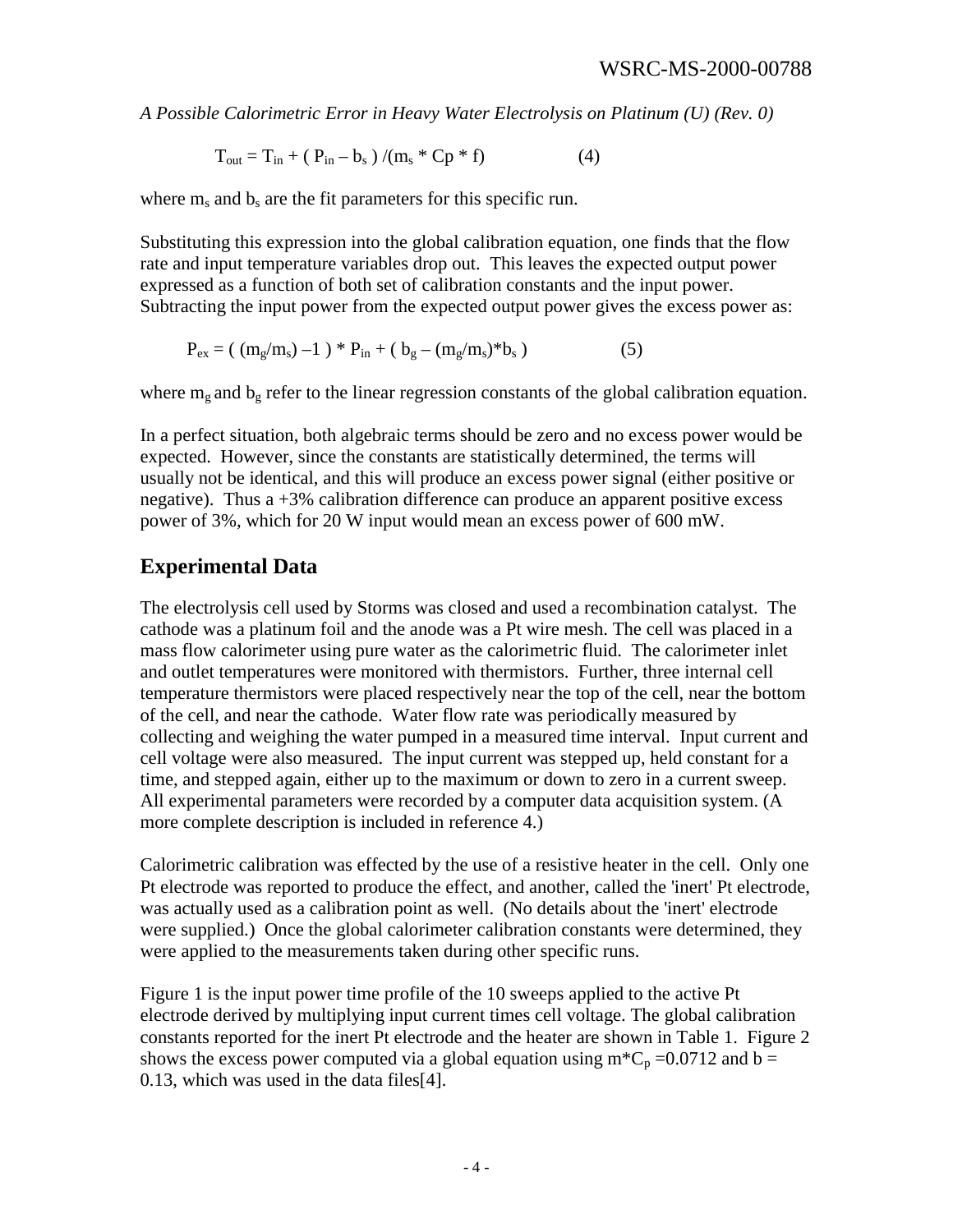$$T_{out} = T_{in} + ( P_{in} - b_s ) / (m_s * Cp * f) \qquad (4)$$

where $m_s$ and $b_s$ are the fit parameters for this specific run.

Substituting this expression into the global calibration equation, one finds that the flow rate and input temperature variables drop out. This leaves the expected output power expressed as a function of both set of calibration constants and the input power. Subtracting the input power from the expected output power gives the excess power as:

$$P_{ex} = ( (m_g/m_s) - 1 ) * P_{in} + ( b_g - (m_g/m_s) * b_s ) \qquad (5)$$

where $m_g$ and $b_g$ refer to the linear regression constants of the global calibration equation.

In a perfect situation, both algebraic terms should be zero and no excess power would be expected. However, since the constants are statistically determined, the terms will usually not be identical, and this will produce an excess power signal (either positive or negative). Thus a +3% calibration difference can produce an apparent positive excess power of 3%, which for 20 W input would mean an excess power of 600 mW.

## Experimental Data

The electrolysis cell used by Storms was closed and used a recombination catalyst. The cathode was a platinum foil and the anode was a Pt wire mesh. The cell was placed in a mass flow calorimeter using pure water as the calorimetric fluid. The calorimeter inlet and outlet temperatures were monitored with thermistors. Further, three internal cell temperature thermistors were placed respectively near the top of the cell, near the bottom of the cell, and near the cathode. Water flow rate was periodically measured by collecting and weighing the water pumped in a measured time interval. Input current and cell voltage were also measured. The input current was stepped up, held constant for a time, and stepped again, either up to the maximum or down to zero in a current sweep. All experimental parameters were recorded by a computer data acquisition system. (A more complete description is included in reference 4.)

Calorimetric calibration was effected by the use of a resistive heater in the cell. Only one Pt electrode was reported to produce the effect, and another, called the 'inert' Pt electrode, was actually used as a calibration point as well. (No details about the 'inert' electrode were supplied.) Once the global calorimeter calibration constants were determined, they were applied to the measurements taken during other specific runs.

Figure 1 is the input power time profile of the 10 sweeps applied to the active Pt electrode derived by multiplying input current times cell voltage. The global calibration constants reported for the inert Pt electrode and the heater are shown in Table 1. Figure 2 shows the excess power computed via a global equation using $m*C_p = 0.0712$ and $b = 0.13$, which was used in the data files[4].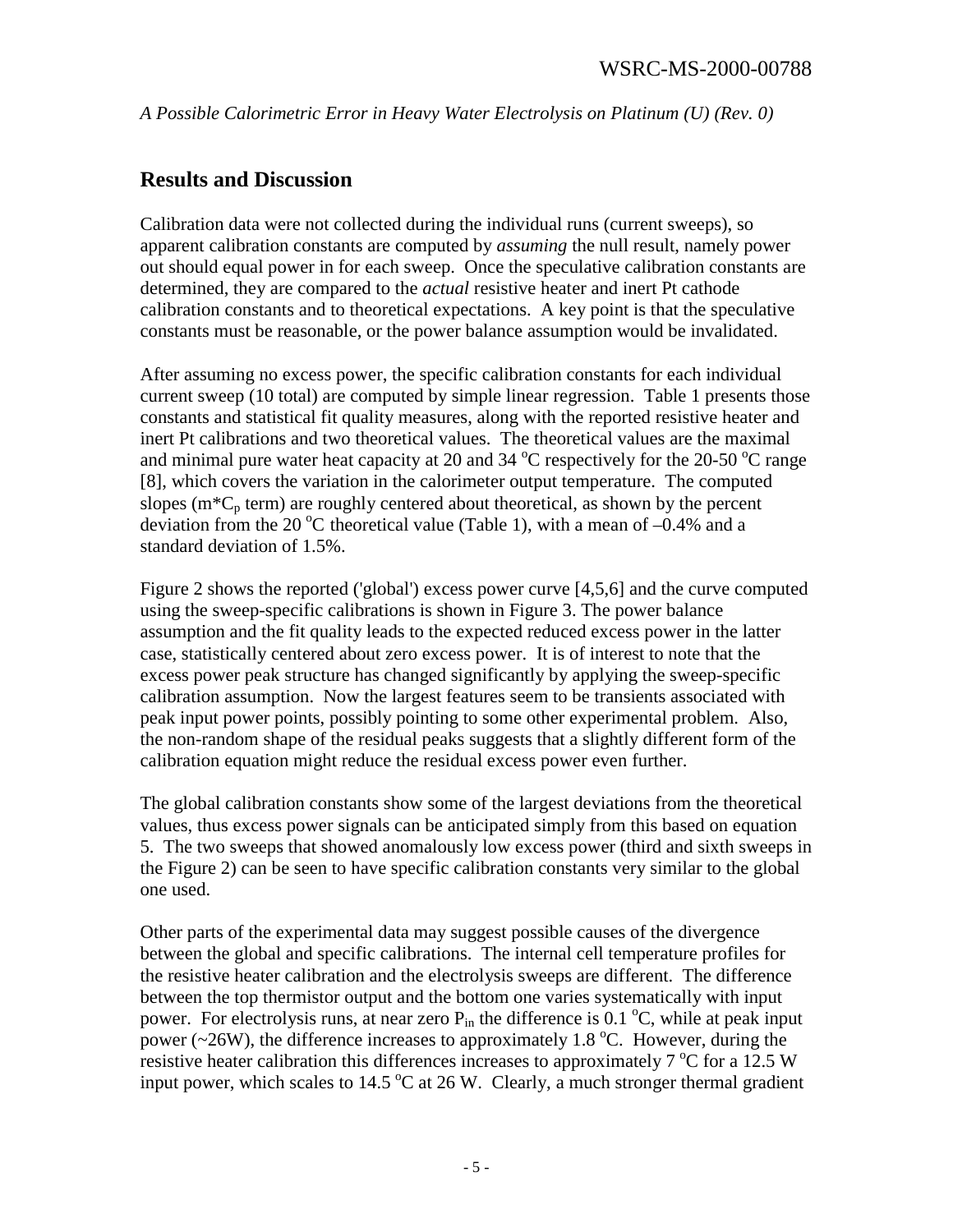## Results and Discussion

Calibration data were not collected during the individual runs (current sweeps), so apparent calibration constants are computed by *assuming* the null result, namely power out should equal power in for each sweep. Once the speculative calibration constants are determined, they are compared to the *actual* resistive heater and inert Pt cathode calibration constants and to theoretical expectations. A key point is that the speculative constants must be reasonable, or the power balance assumption would be invalidated.

After assuming no excess power, the specific calibration constants for each individual current sweep (10 total) are computed by simple linear regression. Table 1 presents those constants and statistical fit quality measures, along with the reported resistive heater and inert Pt calibrations and two theoretical values. The theoretical values are the maximal and minimal pure water heat capacity at 20 and 34 $^{o}$C respectively for the 20-50 $^{o}$C range [8], which covers the variation in the calorimeter output temperature. The computed slopes ($m*C_p$ term) are roughly centered about theoretical, as shown by the percent deviation from the 20 $^{o}$C theoretical value (Table 1), with a mean of –0.4% and a standard deviation of 1.5%.

Figure 2 shows the reported ('global') excess power curve [4,5,6] and the curve computed using the sweep-specific calibrations is shown in Figure 3. The power balance assumption and the fit quality leads to the expected reduced excess power in the latter case, statistically centered about zero excess power. It is of interest to note that the excess power peak structure has changed significantly by applying the sweep-specific calibration assumption. Now the largest features seem to be transients associated with peak input power points, possibly pointing to some other experimental problem. Also, the non-random shape of the residual peaks suggests that a slightly different form of the calibration equation might reduce the residual excess power even further.

The global calibration constants show some of the largest deviations from the theoretical values, thus excess power signals can be anticipated simply from this based on equation 5. The two sweeps that showed anomalously low excess power (third and sixth sweeps in the Figure 2) can be seen to have specific calibration constants very similar to the global one used.

Other parts of the experimental data may suggest possible causes of the divergence between the global and specific calibrations. The internal cell temperature profiles for the resistive heater calibration and the electrolysis sweeps are different. The difference between the top thermistor output and the bottom one varies systematically with input power. For electrolysis runs, at near zero $P_{in}$ the difference is 0.1 $^{o}$C, while at peak input power (~26W), the difference increases to approximately 1.8 $^{o}$C. However, during the resistive heater calibration this differences increases to approximately 7 $^{o}$C for a 12.5 W input power, which scales to 14.5 $^{o}$C at 26 W. Clearly, a much stronger thermal gradient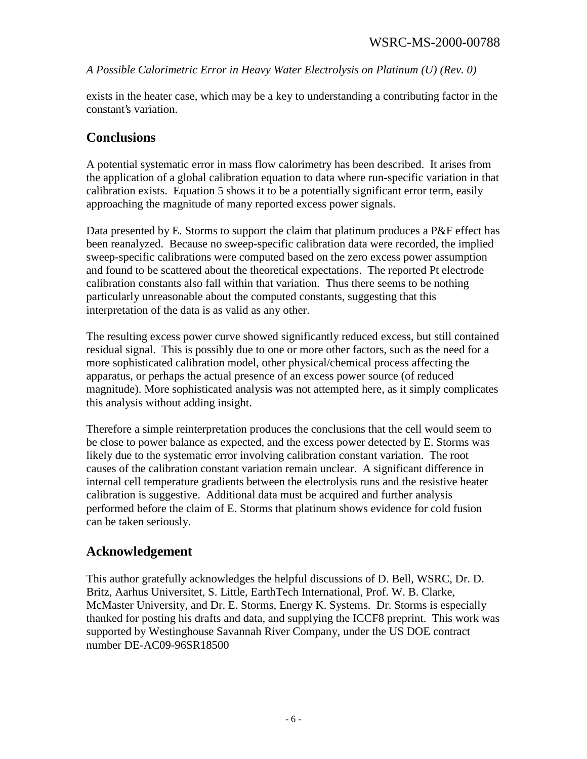exists in the heater case, which may be a key to understanding a contributing factor in the constant's variation.

## Conclusions

A potential systematic error in mass flow calorimetry has been described. It arises from the application of a global calibration equation to data where run-specific variation in that calibration exists. Equation 5 shows it to be a potentially significant error term, easily approaching the magnitude of many reported excess power signals.

Data presented by E. Storms to support the claim that platinum produces a P&F effect has been reanalyzed. Because no sweep-specific calibration data were recorded, the implied sweep-specific calibrations were computed based on the zero excess power assumption and found to be scattered about the theoretical expectations. The reported Pt electrode calibration constants also fall within that variation. Thus there seems to be nothing particularly unreasonable about the computed constants, suggesting that this interpretation of the data is as valid as any other.

The resulting excess power curve showed significantly reduced excess, but still contained residual signal. This is possibly due to one or more other factors, such as the need for a more sophisticated calibration model, other physical/chemical process affecting the apparatus, or perhaps the actual presence of an excess power source (of reduced magnitude). More sophisticated analysis was not attempted here, as it simply complicates this analysis without adding insight.

Therefore a simple reinterpretation produces the conclusions that the cell would seem to be close to power balance as expected, and the excess power detected by E. Storms was likely due to the systematic error involving calibration constant variation. The root causes of the calibration constant variation remain unclear. A significant difference in internal cell temperature gradients between the electrolysis runs and the resistive heater calibration is suggestive. Additional data must be acquired and further analysis performed before the claim of E. Storms that platinum shows evidence for cold fusion can be taken seriously.

## Acknowledgement

This author gratefully acknowledges the helpful discussions of D. Bell, WSRC, Dr. D. Britz, Aarhus Universitet, S. Little, EarthTech International, Prof. W. B. Clarke, McMaster University, and Dr. E. Storms, Energy K. Systems. Dr. Storms is especially thanked for posting his drafts and data, and supplying the ICCF8 preprint. This work was supported by Westinghouse Savannah River Company, under the US DOE contract number DE-AC09-96SR18500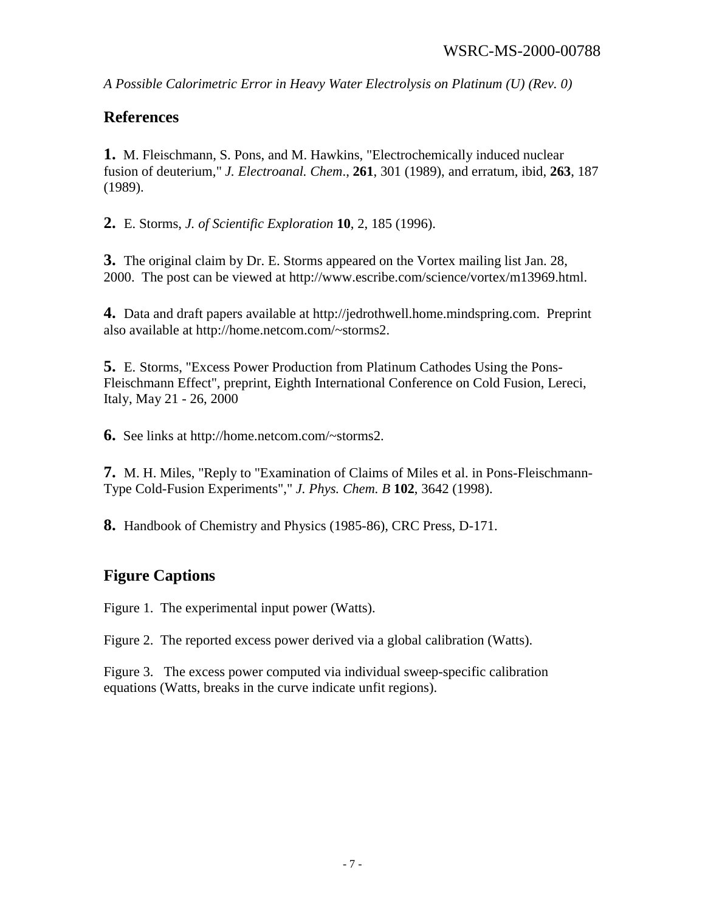## References

**1.** M. Fleischmann, S. Pons, and M. Hawkins, "Electrochemically induced nuclear fusion of deuterium," *J. Electroanal. Chem*., **261**, 301 (1989), and erratum, ibid, **263**, 187 (1989).

**2.** E. Storms, *J. of Scientific Exploration* **10**, 2, 185 (1996).

**3.** The original claim by Dr. E. Storms appeared on the Vortex mailing list Jan. 28, 2000. The post can be viewed at http://www.escribe.com/science/vortex/m13969.html.

**4.** Data and draft papers available at http://jedrothwell.home.mindspring.com. Preprint also available at http://home.netcom.com/~storms2.

**5.** E. Storms, "Excess Power Production from Platinum Cathodes Using the Pons-Fleischmann Effect", preprint, Eighth International Conference on Cold Fusion, Lereci, Italy, May 21 - 26, 2000

**6.** See links at http://home.netcom.com/~storms2.

**7.** M. H. Miles, "Reply to "Examination of Claims of Miles et al. in Pons-Fleischmann-Type Cold-Fusion Experiments"," *J. Phys. Chem. B* **102**, 3642 (1998).

**8.** Handbook of Chemistry and Physics (1985-86), CRC Press, D-171.

## Figure Captions

Figure 1. The experimental input power (Watts).

Figure 2. The reported excess power derived via a global calibration (Watts).

Figure 3. The excess power computed via individual sweep-specific calibration equations (Watts, breaks in the curve indicate unfit regions).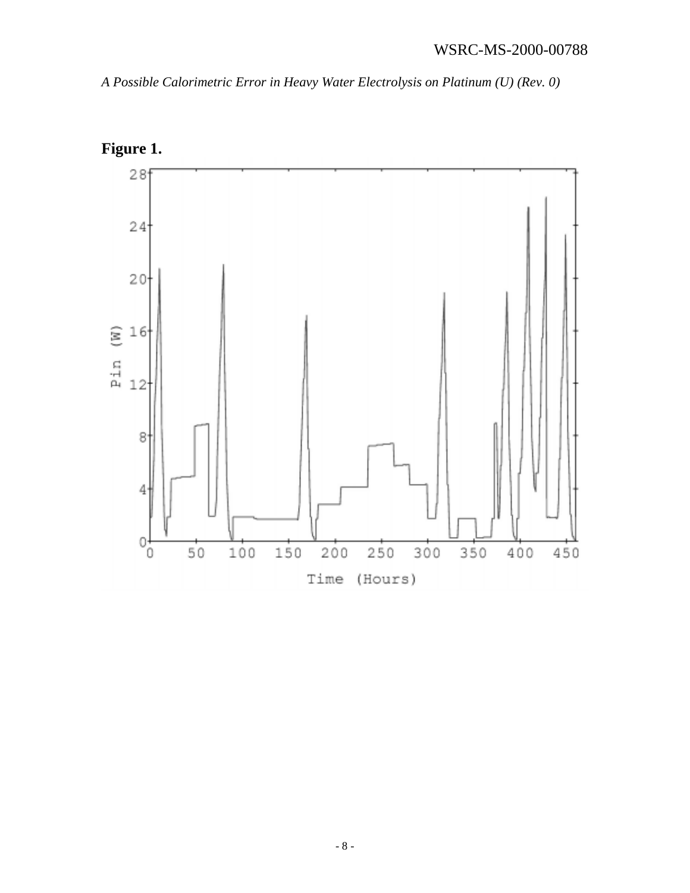**Figure 1.**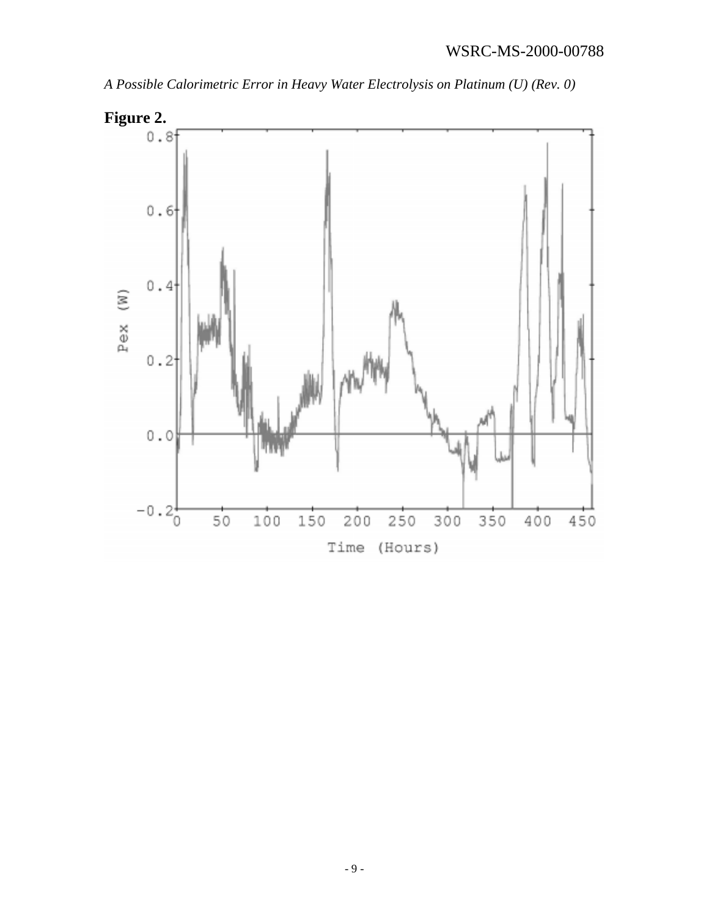**Figure 2.**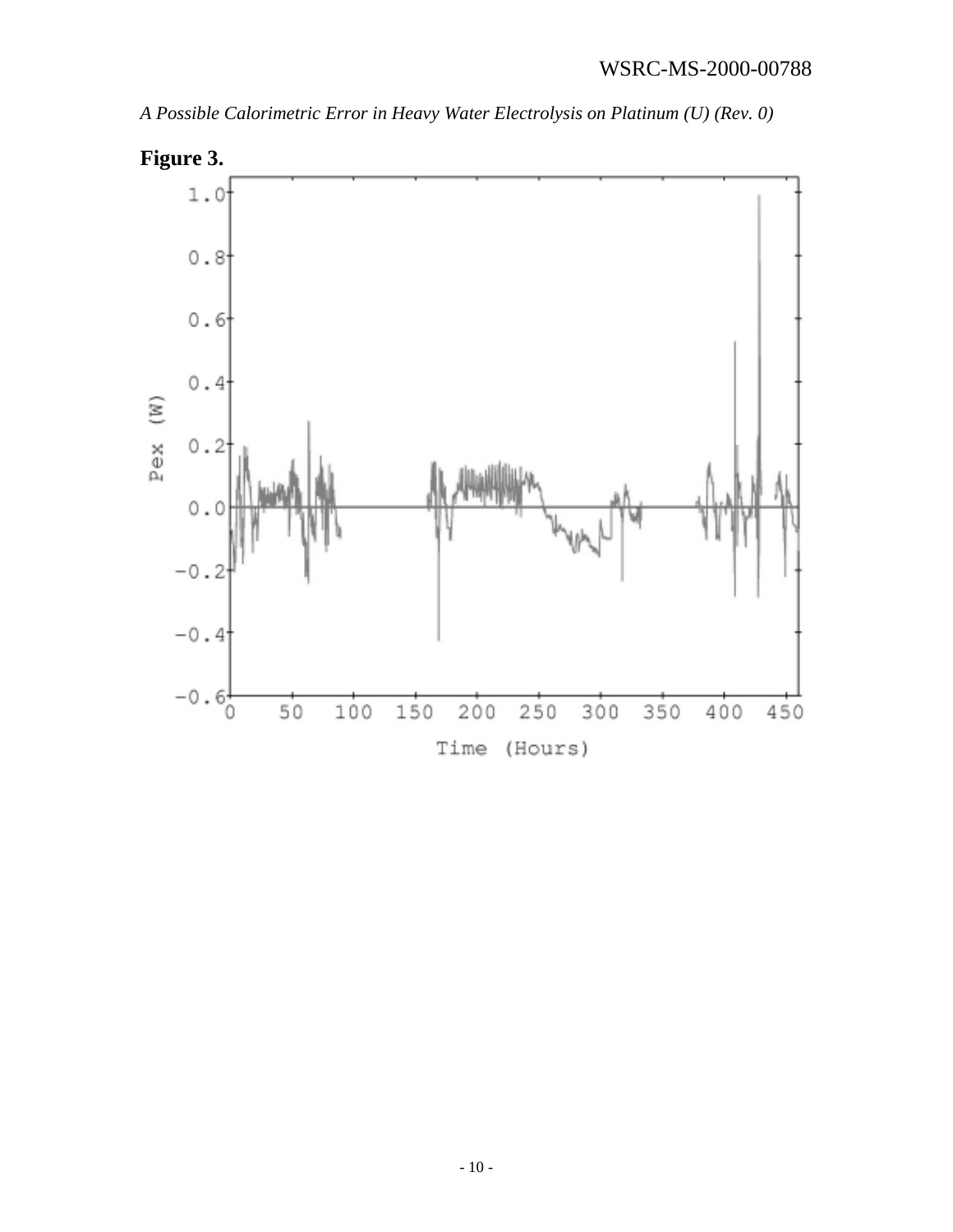**Figure 3.**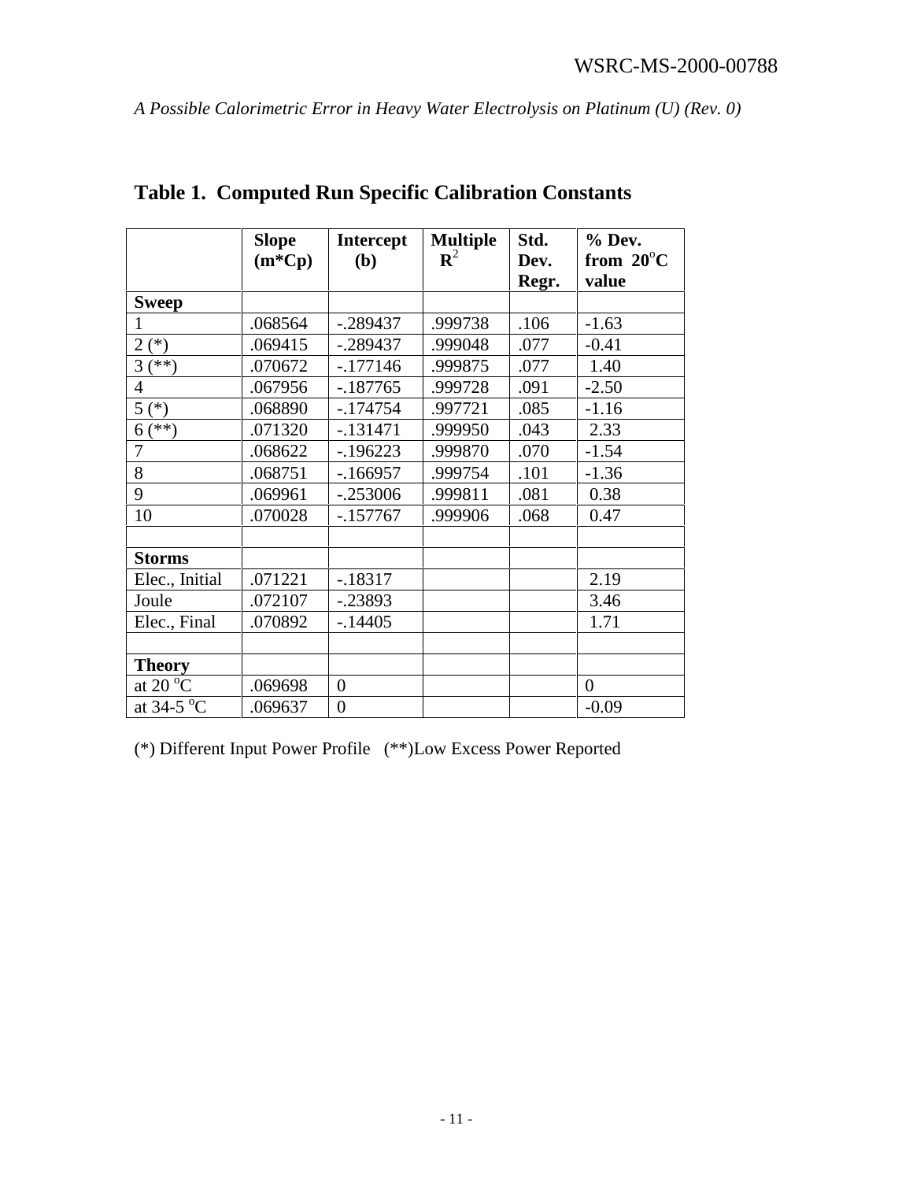## Table 1. Computed Run Specific Calibration Constants

| | Slope (m*Cp) | Intercept (b) | Multiple $R^2$ | Std. Dev. Regr. | % Dev. from 20°C value |
|---|---|---|---|---|---|
| **Sweep** | | | | | |
| 1 | .068564 | -.289437 | .999738 | .106 | -1.63 |
| 2 (*) | .069415 | -.289437 | .999048 | .077 | -0.41 |
| 3 (**) | .070672 | -.177146 | .999875 | .077 | 1.40 |
| 4 | .067956 | -.187765 | .999728 | .091 | -2.50 |
| 5 (*) | .068890 | -.174754 | .997721 | .085 | -1.16 |
| 6 (**) | .071320 | -.131471 | .999950 | .043 | 2.33 |
| 7 | .068622 | -.196223 | .999870 | .070 | -1.54 |
| 8 | .068751 | -.166957 | .999754 | .101 | -1.36 |
| 9 | .069961 | -.253006 | .999811 | .081 | 0.38 |
| 10 | .070028 | -.157767 | .999906 | .068 | 0.47 |
| | | | | | |
| **Storms** | | | | | |
| Elec., Initial | .071221 | -.18317 | | | 2.19 |
| Joule | .072107 | -.23893 | | | 3.46 |
| Elec., Final | .070892 | -.14405 | | | 1.71 |
| | | | | | |
| **Theory** | | | | | |
| at 20 °C | .069698 | 0 | | | 0 |
| at 34-5 °C | .069637 | 0 | | | -0.09 |

(*) Different Input Power Profile (**)Low Excess Power Reported